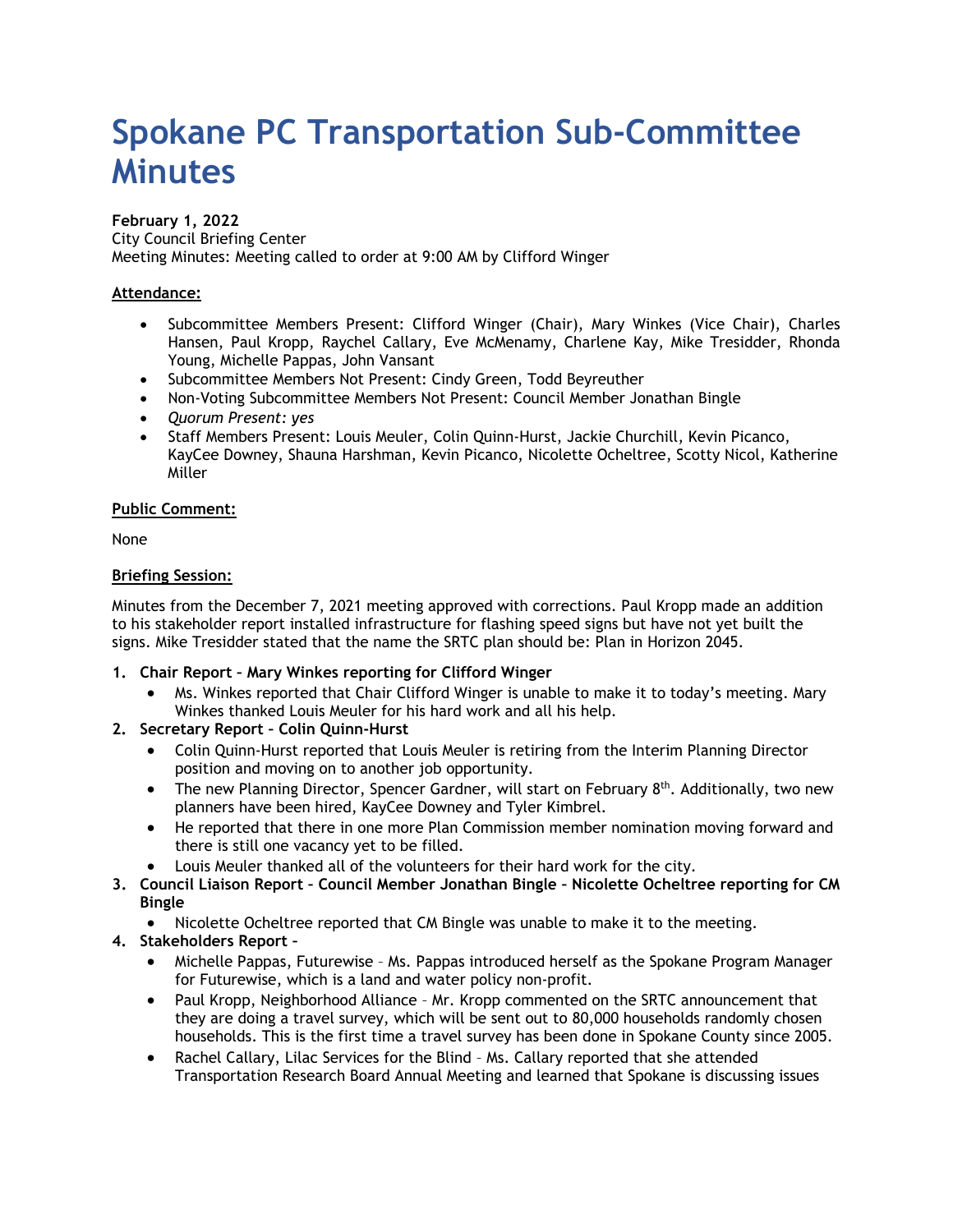# Spokane PC Transportation Sub-Committee Minutes

**February 1, 2022**
City Council Briefing Center
Meeting Minutes: Meeting called to order at 9:00 AM by Clifford Winger

**Attendance:**

- Subcommittee Members Present: Clifford Winger (Chair), Mary Winkes (Vice Chair), Charles Hansen, Paul Kropp, Raychel Callary, Eve McMenamy, Charlene Kay, Mike Tresidder, Rhonda Young, Michelle Pappas, John Vansant
- Subcommittee Members Not Present: Cindy Green, Todd Beyreuther
- Non-Voting Subcommittee Members Not Present: Council Member Jonathan Bingle
- *Quorum Present: yes*
- Staff Members Present: Louis Meuler, Colin Quinn-Hurst, Jackie Churchill, Kevin Picanco, KayCee Downey, Shauna Harshman, Kevin Picanco, Nicolette Ocheltree, Scotty Nicol, Katherine Miller

**Public Comment:**

None

**Briefing Session:**

Minutes from the December 7, 2021 meeting approved with corrections. Paul Kropp made an addition to his stakeholder report installed infrastructure for flashing speed signs but have not yet built the signs. Mike Tresidder stated that the name the SRTC plan should be: Plan in Horizon 2045.

1. **Chair Report – Mary Winkes reporting for Clifford Winger**
   - Ms. Winkes reported that Chair Clifford Winger is unable to make it to today's meeting. Mary Winkes thanked Louis Meuler for his hard work and all his help.
2. **Secretary Report – Colin Quinn-Hurst**
   - Colin Quinn-Hurst reported that Louis Meuler is retiring from the Interim Planning Director position and moving on to another job opportunity.
   - The new Planning Director, Spencer Gardner, will start on February 8th. Additionally, two new planners have been hired, KayCee Downey and Tyler Kimbrel.
   - He reported that there in one more Plan Commission member nomination moving forward and there is still one vacancy yet to be filled.
   - Louis Meuler thanked all of the volunteers for their hard work for the city.
3. **Council Liaison Report – Council Member Jonathan Bingle – Nicolette Ocheltree reporting for CM Bingle**
   - Nicolette Ocheltree reported that CM Bingle was unable to make it to the meeting.
4. **Stakeholders Report –**
   - Michelle Pappas, Futurewise – Ms. Pappas introduced herself as the Spokane Program Manager for Futurewise, which is a land and water policy non-profit.
   - Paul Kropp, Neighborhood Alliance – Mr. Kropp commented on the SRTC announcement that they are doing a travel survey, which will be sent out to 80,000 households randomly chosen households. This is the first time a travel survey has been done in Spokane County since 2005.
   - Rachel Callary, Lilac Services for the Blind – Ms. Callary reported that she attended Transportation Research Board Annual Meeting and learned that Spokane is discussing issues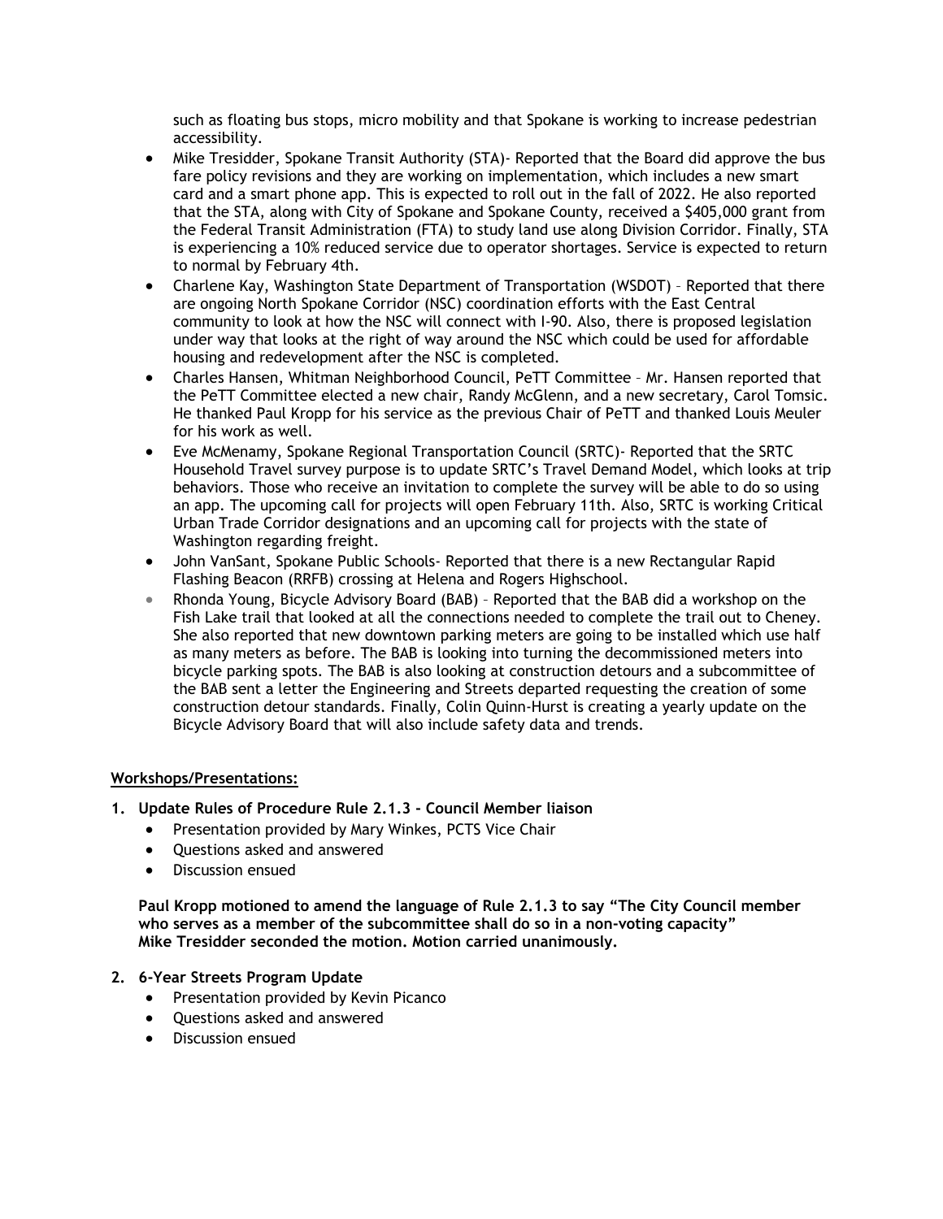such as floating bus stops, micro mobility and that Spokane is working to increase pedestrian accessibility.

- Mike Tresidder, Spokane Transit Authority (STA)- Reported that the Board did approve the bus fare policy revisions and they are working on implementation, which includes a new smart card and a smart phone app. This is expected to roll out in the fall of 2022. He also reported that the STA, along with City of Spokane and Spokane County, received a $405,000 grant from the Federal Transit Administration (FTA) to study land use along Division Corridor. Finally, STA is experiencing a 10% reduced service due to operator shortages. Service is expected to return to normal by February 4th.
- Charlene Kay, Washington State Department of Transportation (WSDOT) – Reported that there are ongoing North Spokane Corridor (NSC) coordination efforts with the East Central community to look at how the NSC will connect with I-90. Also, there is proposed legislation under way that looks at the right of way around the NSC which could be used for affordable housing and redevelopment after the NSC is completed.
- Charles Hansen, Whitman Neighborhood Council, PeTT Committee – Mr. Hansen reported that the PeTT Committee elected a new chair, Randy McGlenn, and a new secretary, Carol Tomsic. He thanked Paul Kropp for his service as the previous Chair of PeTT and thanked Louis Meuler for his work as well.
- Eve McMenamy, Spokane Regional Transportation Council (SRTC)- Reported that the SRTC Household Travel survey purpose is to update SRTC's Travel Demand Model, which looks at trip behaviors. Those who receive an invitation to complete the survey will be able to do so using an app. The upcoming call for projects will open February 11th. Also, SRTC is working Critical Urban Trade Corridor designations and an upcoming call for projects with the state of Washington regarding freight.
- John VanSant, Spokane Public Schools- Reported that there is a new Rectangular Rapid Flashing Beacon (RRFB) crossing at Helena and Rogers Highschool.
- Rhonda Young, Bicycle Advisory Board (BAB) – Reported that the BAB did a workshop on the Fish Lake trail that looked at all the connections needed to complete the trail out to Cheney. She also reported that new downtown parking meters are going to be installed which use half as many meters as before. The BAB is looking into turning the decommissioned meters into bicycle parking spots. The BAB is also looking at construction detours and a subcommittee of the BAB sent a letter the Engineering and Streets departed requesting the creation of some construction detour standards. Finally, Colin Quinn-Hurst is creating a yearly update on the Bicycle Advisory Board that will also include safety data and trends.

**Workshops/Presentations:**

1. **Update Rules of Procedure Rule 2.1.3 - Council Member liaison**
   - Presentation provided by Mary Winkes, PCTS Vice Chair
   - Questions asked and answered
   - Discussion ensued

   **Paul Kropp motioned to amend the language of Rule 2.1.3 to say "The City Council member who serves as a member of the subcommittee shall do so in a non-voting capacity"**
   **Mike Tresidder seconded the motion. Motion carried unanimously.**

2. **6-Year Streets Program Update**
   - Presentation provided by Kevin Picanco
   - Questions asked and answered
   - Discussion ensued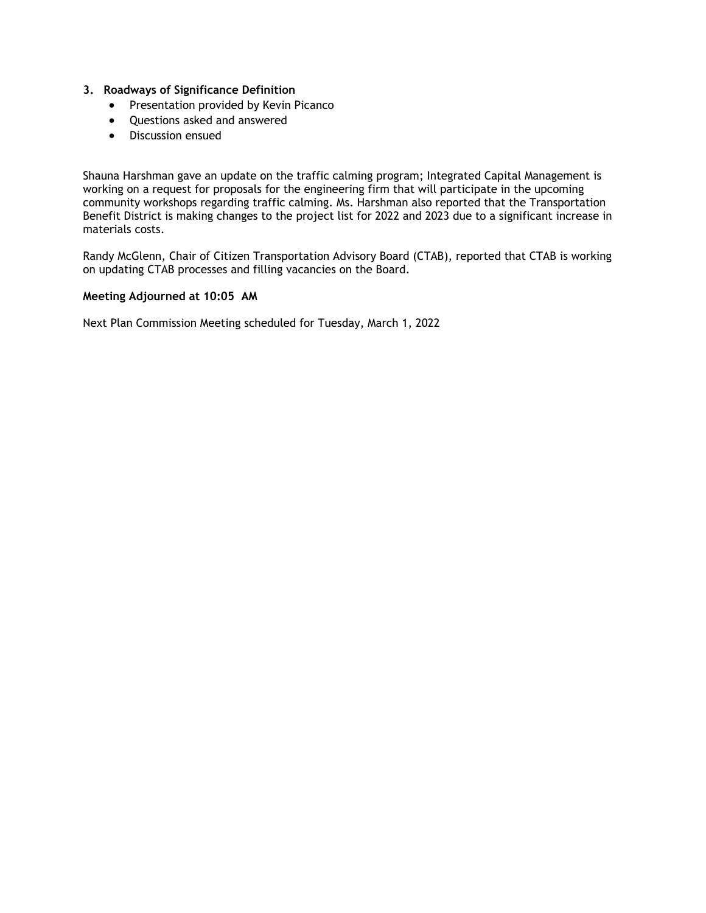**3. Roadways of Significance Definition**

- Presentation provided by Kevin Picanco
- Questions asked and answered
- Discussion ensued

Shauna Harshman gave an update on the traffic calming program; Integrated Capital Management is working on a request for proposals for the engineering firm that will participate in the upcoming community workshops regarding traffic calming. Ms. Harshman also reported that the Transportation Benefit District is making changes to the project list for 2022 and 2023 due to a significant increase in materials costs.

Randy McGlenn, Chair of Citizen Transportation Advisory Board (CTAB), reported that CTAB is working on updating CTAB processes and filling vacancies on the Board.

**Meeting Adjourned at 10:05 AM**

Next Plan Commission Meeting scheduled for Tuesday, March 1, 2022